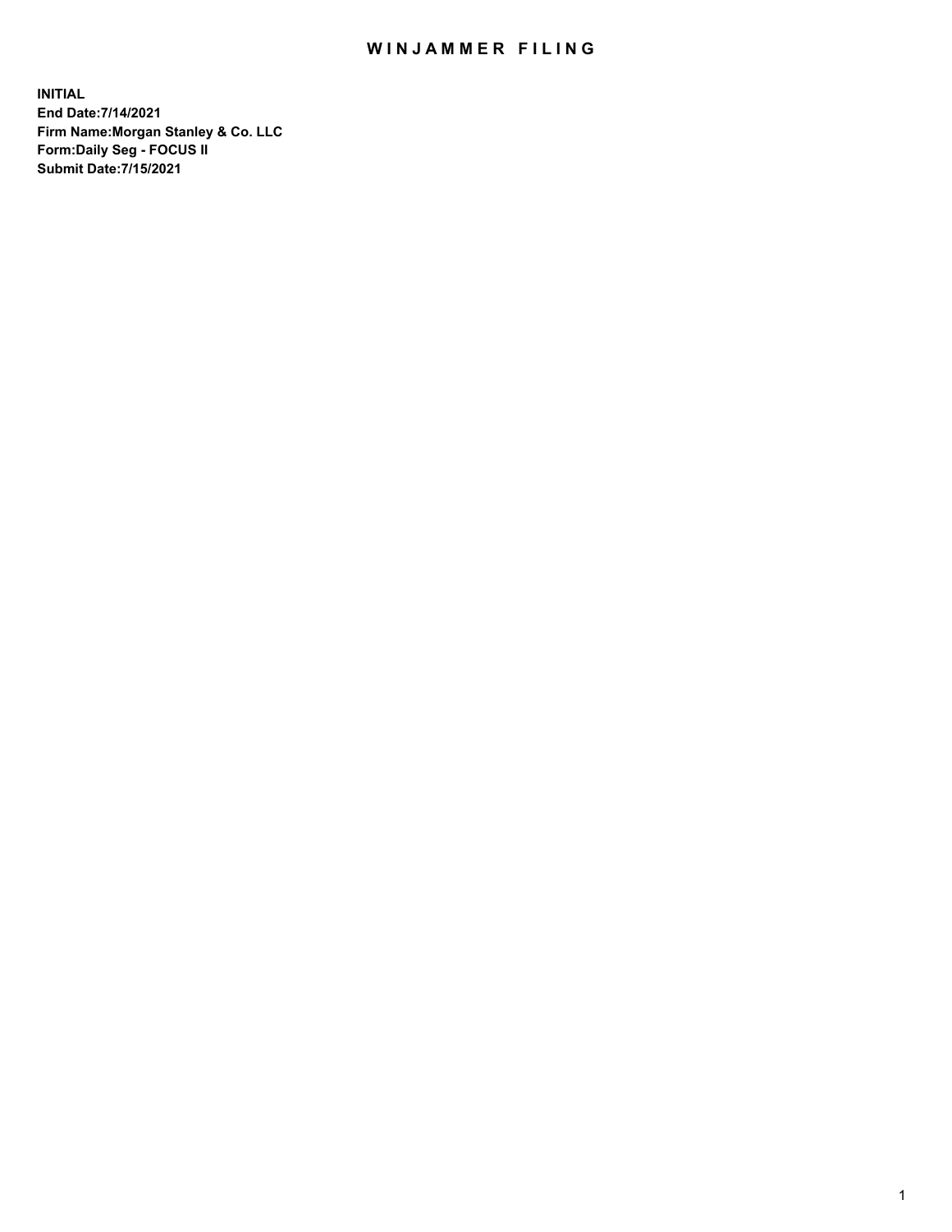# WINJAMMER FILING

**INITIAL**
**End Date:7/14/2021**
**Firm Name:Morgan Stanley & Co. LLC**
**Form:Daily Seg - FOCUS II**
**Submit Date:7/15/2021**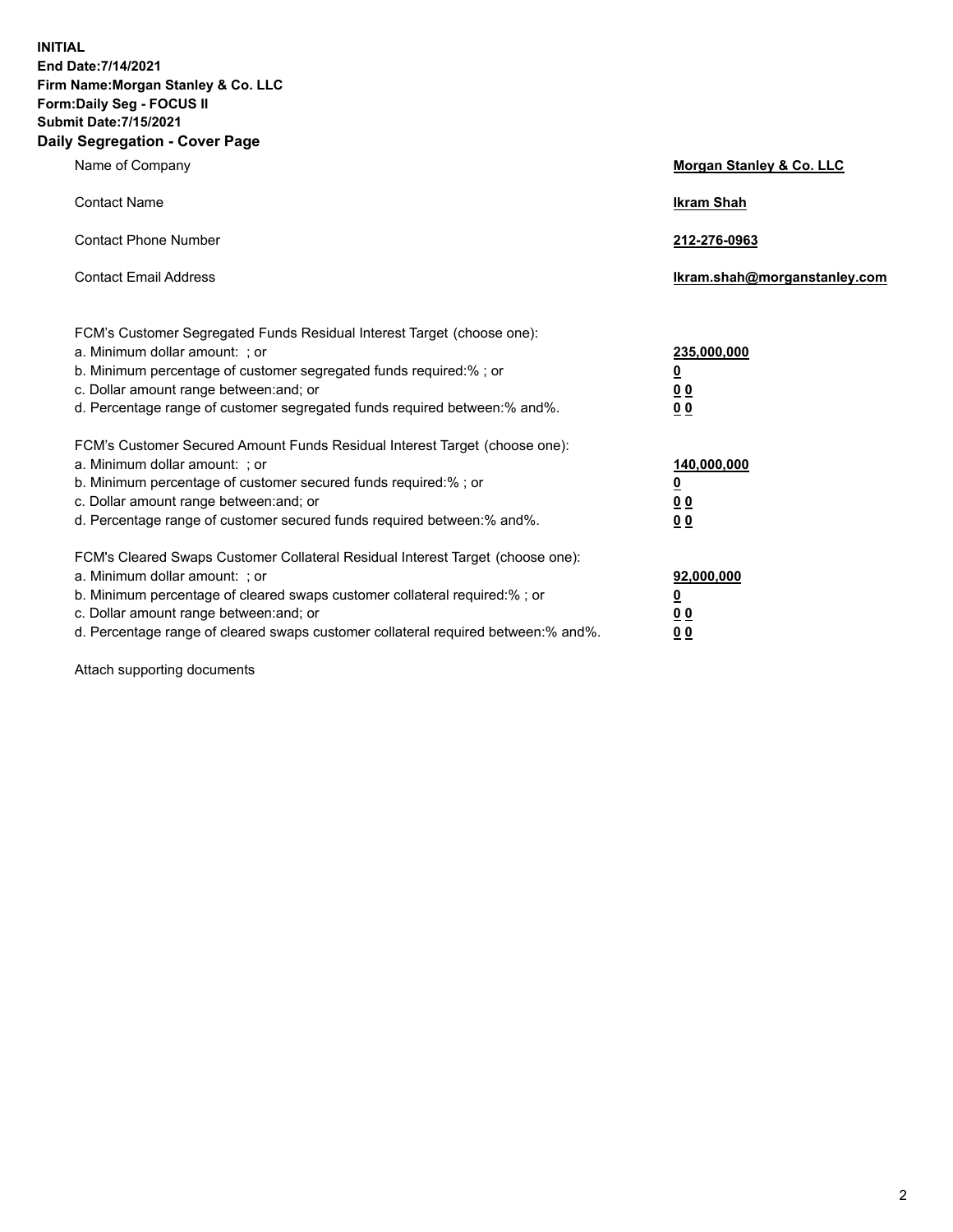**INITIAL**
**End Date:7/14/2021**
**Firm Name:Morgan Stanley & Co. LLC**
**Form:Daily Seg - FOCUS II**
**Submit Date:7/15/2021**

## Daily Segregation - Cover Page

| | |
|---|---|
| Name of Company | **Morgan Stanley & Co. LLC** |
| Contact Name | **Ikram Shah** |
| Contact Phone Number | **212-276-0963** |
| Contact Email Address | **Ikram.shah@morganstanley.com** |

| | |
|---|---|
| FCM's Customer Segregated Funds Residual Interest Target (choose one): | |
| a. Minimum dollar amount: ; or | **235,000,000** |
| b. Minimum percentage of customer segregated funds required:% ; or | **0** |
| c. Dollar amount range between:and; or | **0 0** |
| d. Percentage range of customer segregated funds required between:% and%. | **0 0** |
| FCM's Customer Secured Amount Funds Residual Interest Target (choose one): | |
| a. Minimum dollar amount: ; or | **140,000,000** |
| b. Minimum percentage of customer secured funds required:% ; or | **0** |
| c. Dollar amount range between:and; or | **0 0** |
| d. Percentage range of customer secured funds required between:% and%. | **0 0** |
| FCM's Cleared Swaps Customer Collateral Residual Interest Target (choose one): | |
| a. Minimum dollar amount: ; or | **92,000,000** |
| b. Minimum percentage of cleared swaps customer collateral required:% ; or | **0** |
| c. Dollar amount range between:and; or | **0 0** |
| d. Percentage range of cleared swaps customer collateral required between:% and%. | **0 0** |

Attach supporting documents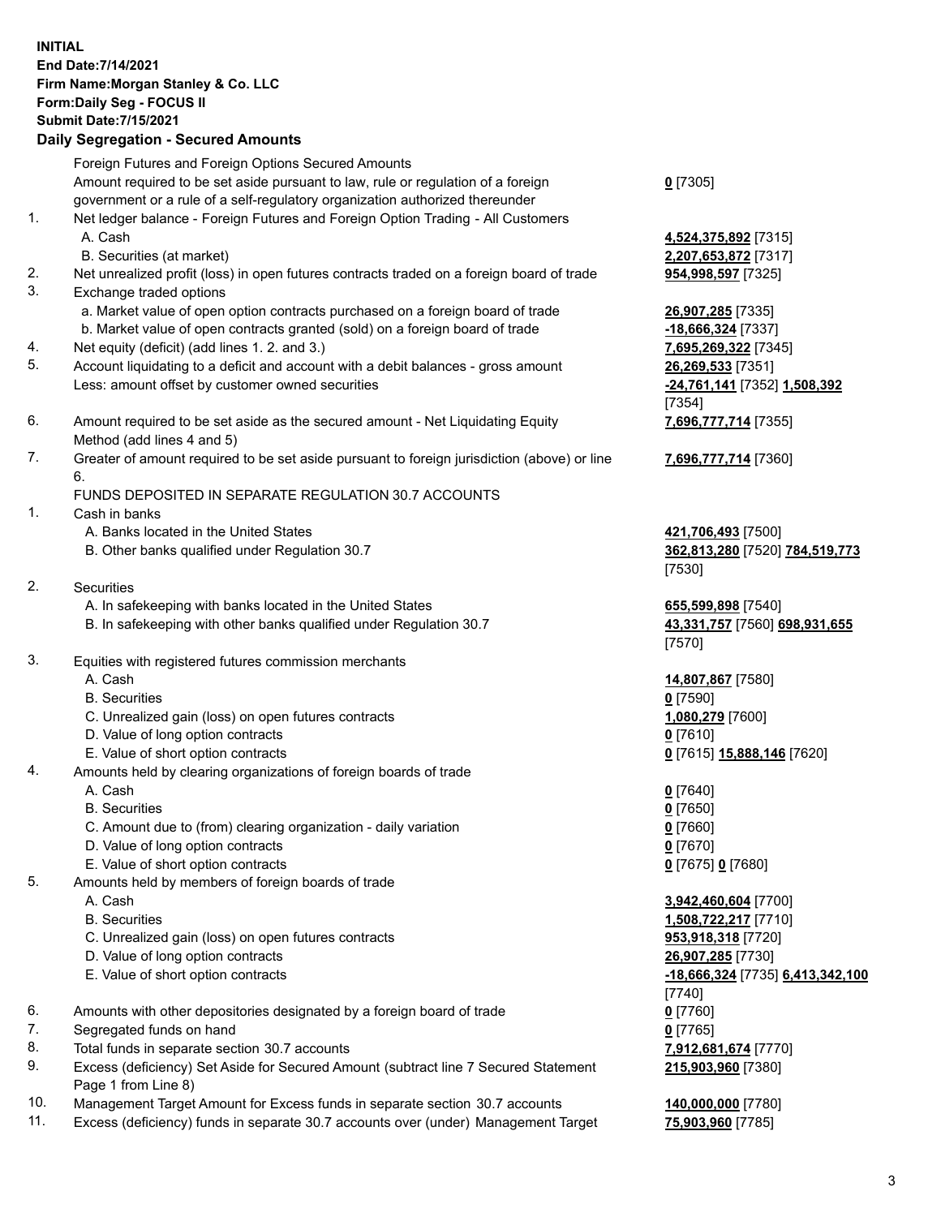**INITIAL**
**End Date:7/14/2021**
**Firm Name:Morgan Stanley & Co. LLC**
**Form:Daily Seg - FOCUS II**
**Submit Date:7/15/2021**

## Daily Segregation - Secured Amounts

| | | |
|---|---|---|
| | Foreign Futures and Foreign Options Secured Amounts | |
| | Amount required to be set aside pursuant to law, rule or regulation of a foreign government or a rule of a self-regulatory organization authorized thereunder | **0** [7305] |
| 1. | Net ledger balance - Foreign Futures and Foreign Option Trading - All Customers | |
| | A. Cash | **4,524,375,892** [7315] |
| | B. Securities (at market) | **2,207,653,872** [7317] |
| 2. | Net unrealized profit (loss) in open futures contracts traded on a foreign board of trade | **954,998,597** [7325] |
| 3. | Exchange traded options | |
| | a. Market value of open option contracts purchased on a foreign board of trade | **26,907,285** [7335] |
| | b. Market value of open contracts granted (sold) on a foreign board of trade | **-18,666,324** [7337] |
| 4. | Net equity (deficit) (add lines 1. 2. and 3.) | **7,695,269,322** [7345] |
| 5. | Account liquidating to a deficit and account with a debit balances - gross amount | **26,269,533** [7351] |
| | Less: amount offset by customer owned securities | **-24,761,141** [7352] **1,508,392** [7354] |
| 6. | Amount required to be set aside as the secured amount - Net Liquidating Equity Method (add lines 4 and 5) | **7,696,777,714** [7355] |
| 7. | Greater of amount required to be set aside pursuant to foreign jurisdiction (above) or line 6. | **7,696,777,714** [7360] |
| | FUNDS DEPOSITED IN SEPARATE REGULATION 30.7 ACCOUNTS | |
| 1. | Cash in banks | |
| | A. Banks located in the United States | **421,706,493** [7500] |
| | B. Other banks qualified under Regulation 30.7 | **362,813,280** [7520] **784,519,773** [7530] |
| 2. | Securities | |
| | A. In safekeeping with banks located in the United States | **655,599,898** [7540] |
| | B. In safekeeping with other banks qualified under Regulation 30.7 | **43,331,757** [7560] **698,931,655** [7570] |
| 3. | Equities with registered futures commission merchants | |
| | A. Cash | **14,807,867** [7580] |
| | B. Securities | **0** [7590] |
| | C. Unrealized gain (loss) on open futures contracts | **1,080,279** [7600] |
| | D. Value of long option contracts | **0** [7610] |
| | E. Value of short option contracts | **0** [7615] **15,888,146** [7620] |
| 4. | Amounts held by clearing organizations of foreign boards of trade | |
| | A. Cash | **0** [7640] |
| | B. Securities | **0** [7650] |
| | C. Amount due to (from) clearing organization - daily variation | **0** [7660] |
| | D. Value of long option contracts | **0** [7670] |
| | E. Value of short option contracts | **0** [7675] **0** [7680] |
| 5. | Amounts held by members of foreign boards of trade | |
| | A. Cash | **3,942,460,604** [7700] |
| | B. Securities | **1,508,722,217** [7710] |
| | C. Unrealized gain (loss) on open futures contracts | **953,918,318** [7720] |
| | D. Value of long option contracts | **26,907,285** [7730] |
| | E. Value of short option contracts | **-18,666,324** [7735] **6,413,342,100** [7740] |
| 6. | Amounts with other depositories designated by a foreign board of trade | **0** [7760] |
| 7. | Segregated funds on hand | **0** [7765] |
| 8. | Total funds in separate section 30.7 accounts | **7,912,681,674** [7770] |
| 9. | Excess (deficiency) Set Aside for Secured Amount (subtract line 7 Secured Statement Page 1 from Line 8) | **215,903,960** [7380] |
| 10. | Management Target Amount for Excess funds in separate section 30.7 accounts | **140,000,000** [7780] |
| 11. | Excess (deficiency) funds in separate 30.7 accounts over (under) Management Target | **75,903,960** [7785] |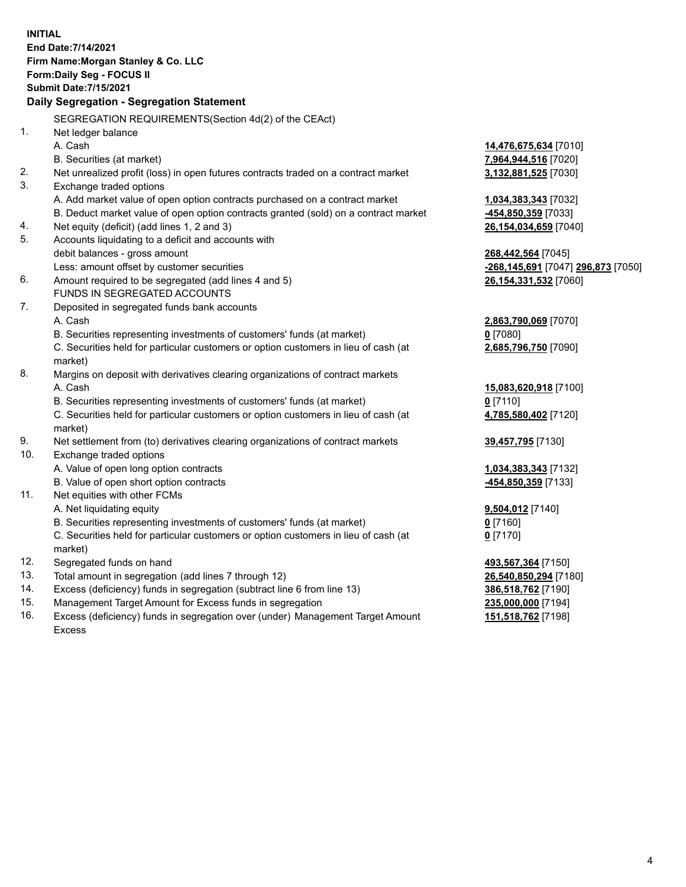**INITIAL**
**End Date:7/14/2021**
**Firm Name:Morgan Stanley & Co. LLC**
**Form:Daily Seg - FOCUS II**
**Submit Date:7/15/2021**

## Daily Segregation - Segregation Statement

| | | |
|---|---|---|
| | SEGREGATION REQUIREMENTS(Section 4d(2) of the CEAct) | |
| 1. | Net ledger balance | |
| | A. Cash | **14,476,675,634** [7010] |
| | B. Securities (at market) | **7,964,944,516** [7020] |
| 2. | Net unrealized profit (loss) in open futures contracts traded on a contract market | **3,132,881,525** [7030] |
| 3. | Exchange traded options | |
| | A. Add market value of open option contracts purchased on a contract market | **1,034,383,343** [7032] |
| | B. Deduct market value of open option contracts granted (sold) on a contract market | **-454,850,359** [7033] |
| 4. | Net equity (deficit) (add lines 1, 2 and 3) | **26,154,034,659** [7040] |
| 5. | Accounts liquidating to a deficit and accounts with debit balances - gross amount | **268,442,564** [7045] |
| | Less: amount offset by customer securities | **-268,145,691** [7047] **296,873** [7050] |
| 6. | Amount required to be segregated (add lines 4 and 5) | **26,154,331,532** [7060] |
| | FUNDS IN SEGREGATED ACCOUNTS | |
| 7. | Deposited in segregated funds bank accounts | |
| | A. Cash | **2,863,790,069** [7070] |
| | B. Securities representing investments of customers' funds (at market) | **0** [7080] |
| | C. Securities held for particular customers or option customers in lieu of cash (at market) | **2,685,796,750** [7090] |
| 8. | Margins on deposit with derivatives clearing organizations of contract markets | |
| | A. Cash | **15,083,620,918** [7100] |
| | B. Securities representing investments of customers' funds (at market) | **0** [7110] |
| | C. Securities held for particular customers or option customers in lieu of cash (at market) | **4,785,580,402** [7120] |
| 9. | Net settlement from (to) derivatives clearing organizations of contract markets | **39,457,795** [7130] |
| 10. | Exchange traded options | |
| | A. Value of open long option contracts | **1,034,383,343** [7132] |
| | B. Value of open short option contracts | **-454,850,359** [7133] |
| 11. | Net equities with other FCMs | |
| | A. Net liquidating equity | **9,504,012** [7140] |
| | B. Securities representing investments of customers' funds (at market) | **0** [7160] |
| | C. Securities held for particular customers or option customers in lieu of cash (at market) | **0** [7170] |
| 12. | Segregated funds on hand | **493,567,364** [7150] |
| 13. | Total amount in segregation (add lines 7 through 12) | **26,540,850,294** [7180] |
| 14. | Excess (deficiency) funds in segregation (subtract line 6 from line 13) | **386,518,762** [7190] |
| 15. | Management Target Amount for Excess funds in segregation | **235,000,000** [7194] |
| 16. | Excess (deficiency) funds in segregation over (under) Management Target Amount Excess | **151,518,762** [7198] |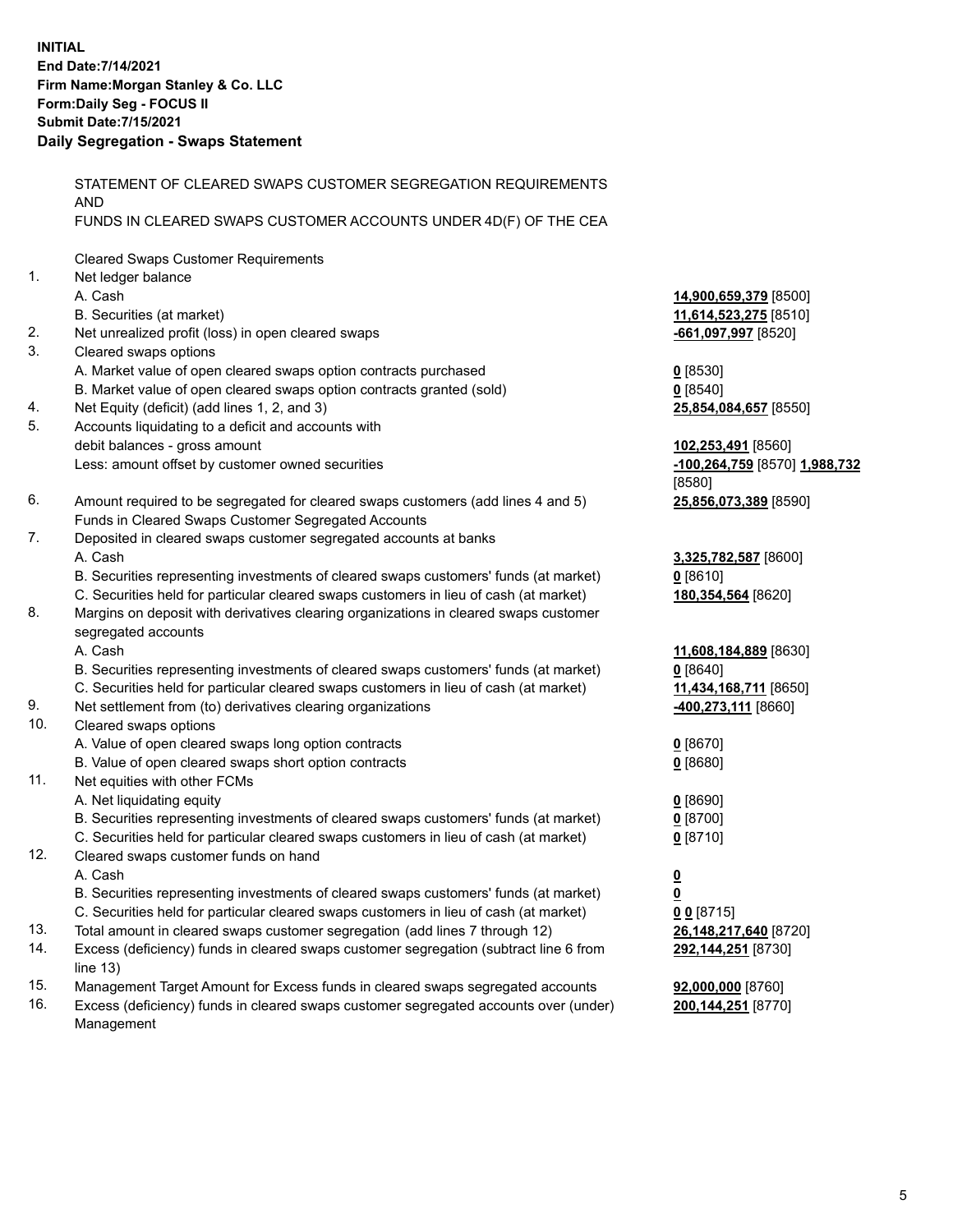**INITIAL**
**End Date:7/14/2021**
**Firm Name:Morgan Stanley & Co. LLC**
**Form:Daily Seg - FOCUS II**
**Submit Date:7/15/2021**
**Daily Segregation - Swaps Statement**

STATEMENT OF CLEARED SWAPS CUSTOMER SEGREGATION REQUIREMENTS AND FUNDS IN CLEARED SWAPS CUSTOMER ACCOUNTS UNDER 4D(F) OF THE CEA

| | | |
|---|---|---|
| | Cleared Swaps Customer Requirements | |
| 1. | Net ledger balance | |
| | A. Cash | **14,900,659,379** [8500] |
| | B. Securities (at market) | **11,614,523,275** [8510] |
| 2. | Net unrealized profit (loss) in open cleared swaps | **-661,097,997** [8520] |
| 3. | Cleared swaps options | |
| | A. Market value of open cleared swaps option contracts purchased | **0** [8530] |
| | B. Market value of open cleared swaps option contracts granted (sold) | **0** [8540] |
| 4. | Net Equity (deficit) (add lines 1, 2, and 3) | **25,854,084,657** [8550] |
| 5. | Accounts liquidating to a deficit and accounts with debit balances - gross amount | **102,253,491** [8560] |
| | Less: amount offset by customer owned securities | **-100,264,759** [8570] **1,988,732** [8580] |
| 6. | Amount required to be segregated for cleared swaps customers (add lines 4 and 5) | **25,856,073,389** [8590] |
| | Funds in Cleared Swaps Customer Segregated Accounts | |
| 7. | Deposited in cleared swaps customer segregated accounts at banks | |
| | A. Cash | **3,325,782,587** [8600] |
| | B. Securities representing investments of cleared swaps customers' funds (at market) | **0** [8610] |
| | C. Securities held for particular cleared swaps customers in lieu of cash (at market) | **180,354,564** [8620] |
| 8. | Margins on deposit with derivatives clearing organizations in cleared swaps customer segregated accounts | |
| | A. Cash | **11,608,184,889** [8630] |
| | B. Securities representing investments of cleared swaps customers' funds (at market) | **0** [8640] |
| | C. Securities held for particular cleared swaps customers in lieu of cash (at market) | **11,434,168,711** [8650] |
| 9. | Net settlement from (to) derivatives clearing organizations | **-400,273,111** [8660] |
| 10. | Cleared swaps options | |
| | A. Value of open cleared swaps long option contracts | **0** [8670] |
| | B. Value of open cleared swaps short option contracts | **0** [8680] |
| 11. | Net equities with other FCMs | |
| | A. Net liquidating equity | **0** [8690] |
| | B. Securities representing investments of cleared swaps customers' funds (at market) | **0** [8700] |
| | C. Securities held for particular cleared swaps customers in lieu of cash (at market) | **0** [8710] |
| 12. | Cleared swaps customer funds on hand | |
| | A. Cash | **0** |
| | B. Securities representing investments of cleared swaps customers' funds (at market) | **0** |
| | C. Securities held for particular cleared swaps customers in lieu of cash (at market) | **0** **0** [8715] |
| 13. | Total amount in cleared swaps customer segregation (add lines 7 through 12) | **26,148,217,640** [8720] |
| 14. | Excess (deficiency) funds in cleared swaps customer segregation (subtract line 6 from line 13) | **292,144,251** [8730] |
| 15. | Management Target Amount for Excess funds in cleared swaps segregated accounts | **92,000,000** [8760] |
| 16. | Excess (deficiency) funds in cleared swaps customer segregated accounts over (under) Management | **200,144,251** [8770] |